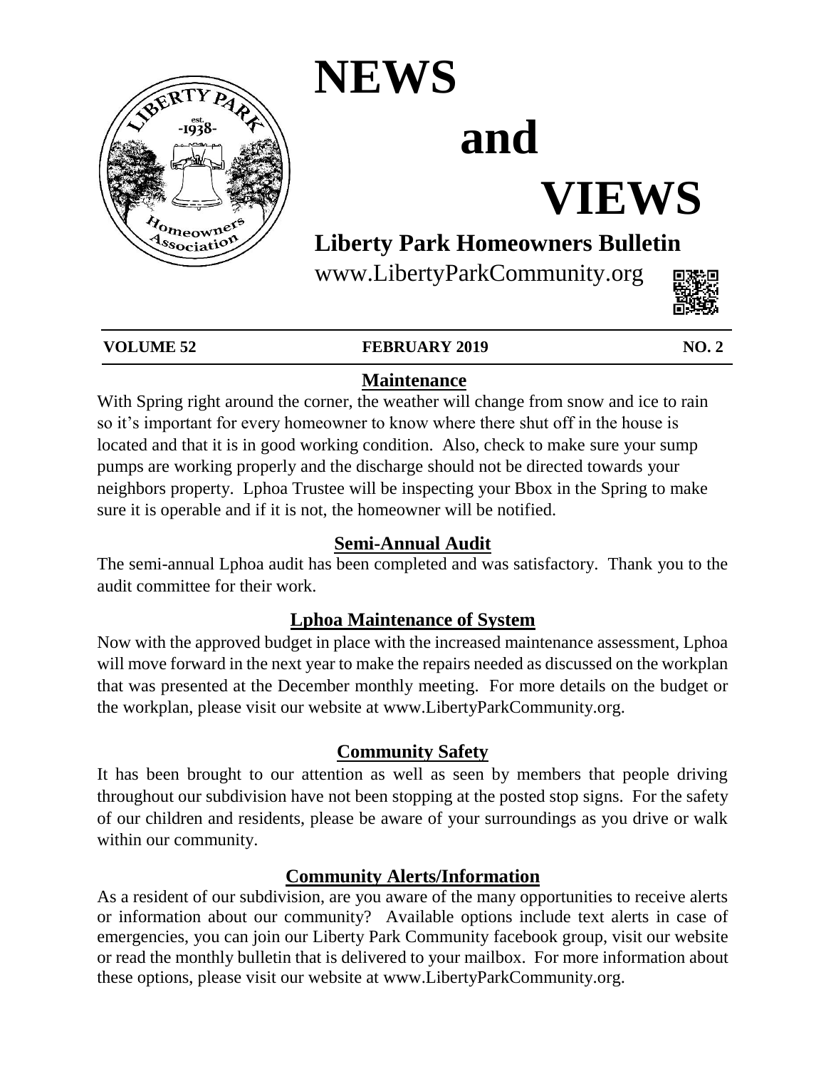# NEWS and VIEWS

## Liberty Park Homeowners Bulletin

www.LibertyParkCommunity.org

**VOLUME 52** **FEBRUARY 2019** **NO. 2**

## Maintenance

With Spring right around the corner, the weather will change from snow and ice to rain so it's important for every homeowner to know where there shut off in the house is located and that it is in good working condition. Also, check to make sure your sump pumps are working properly and the discharge should not be directed towards your neighbors property. Lphoa Trustee will be inspecting your Bbox in the Spring to make sure it is operable and if it is not, the homeowner will be notified.

## Semi-Annual Audit

The semi-annual Lphoa audit has been completed and was satisfactory. Thank you to the audit committee for their work.

## Lphoa Maintenance of System

Now with the approved budget in place with the increased maintenance assessment, Lphoa will move forward in the next year to make the repairs needed as discussed on the workplan that was presented at the December monthly meeting. For more details on the budget or the workplan, please visit our website at www.LibertyParkCommunity.org.

## Community Safety

It has been brought to our attention as well as seen by members that people driving throughout our subdivision have not been stopping at the posted stop signs. For the safety of our children and residents, please be aware of your surroundings as you drive or walk within our community.

## Community Alerts/Information

As a resident of our subdivision, are you aware of the many opportunities to receive alerts or information about our community? Available options include text alerts in case of emergencies, you can join our Liberty Park Community facebook group, visit our website or read the monthly bulletin that is delivered to your mailbox. For more information about these options, please visit our website at www.LibertyParkCommunity.org.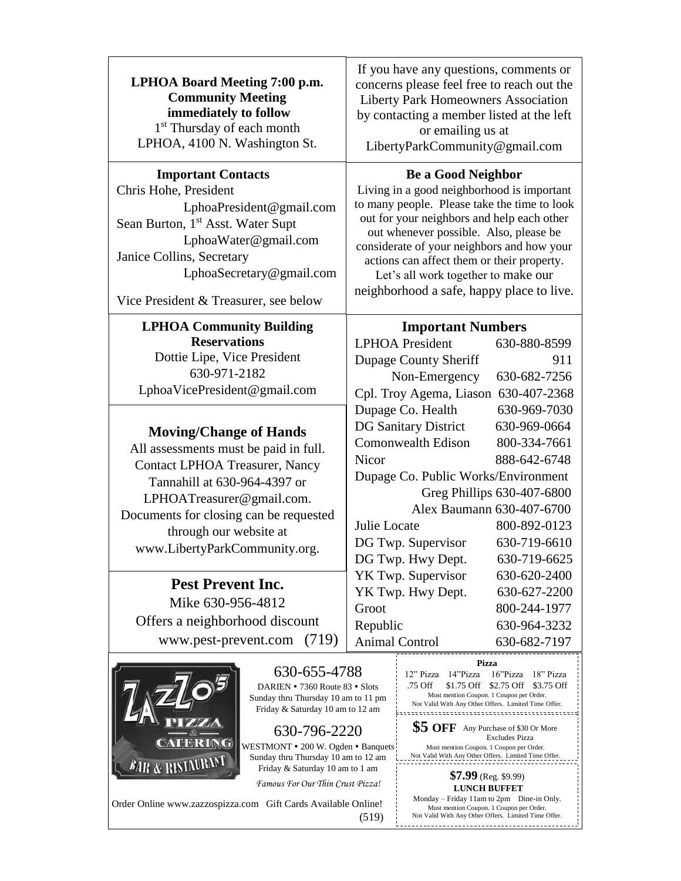**LPHOA Board Meeting 7:00 p.m.**
**Community Meeting immediately to follow**
1st Thursday of each month
LPHOA, 4100 N. Washington St.

If you have any questions, comments or concerns please feel free to reach out the Liberty Park Homeowners Association by contacting a member listed at the left or emailing us at LibertyParkCommunity@gmail.com

**Important Contacts**

Chris Hohe, President
LphoaPresident@gmail.com
Sean Burton, 1st Asst. Water Supt
LphoaWater@gmail.com
Janice Collins, Secretary
LphoaSecretary@gmail.com

Vice President & Treasurer, see below

**Be a Good Neighbor**

Living in a good neighborhood is important to many people. Please take the time to look out for your neighbors and help each other out whenever possible. Also, be please be considerate of your neighbors and how your actions can affect them or their property. Let's all work together to make our neighborhood a safe, happy place to live.

**LPHOA Community Building Reservations**

Dottie Lipe, Vice President
630-971-2182
LphoaVicePresident@gmail.com

**Moving/Change of Hands**

All assessments must be paid in full. Contact LPHOA Treasurer, Nancy Tannahill at 630-964-4397 or LPHOATreasurer@gmail.com. Documents for closing can be requested through our website at www.LibertyParkCommunity.org.

**Pest Prevent Inc.**

Mike 630-956-4812
Offers a neighborhood discount
www.pest-prevent.com (719)

**Important Numbers**

| | |
|---|---|
| LPHOA President | 630-880-8599 |
| Dupage County Sheriff | 911 |
| Non-Emergency | 630-682-7256 |
| Cpl. Troy Agema, Liason | 630-407-2368 |
| Dupage Co. Health | 630-969-7030 |
| DG Sanitary District | 630-969-0664 |
| Comonwealth Edison | 800-334-7661 |
| Nicor | 888-642-6748 |
| Dupage Co. Public Works/Environment | |
| Greg Phillips | 630-407-6800 |
| Alex Baumann | 630-407-6700 |
| Julie Locate | 800-892-0123 |
| DG Twp. Supervisor | 630-719-6610 |
| DG Twp. Hwy Dept. | 630-719-6625 |
| YK Twp. Supervisor | 630-620-2400 |
| YK Twp. Hwy Dept. | 630-627-2200 |
| Groot | 800-244-1977 |
| Republic | 630-964-3232 |
| Animal Control | 630-682-7197 |

ZAZZO'S PIZZA & CATERING BAR & RESTAURANT

630-655-4788
DARIEN • 7360 Route 83 • Slots
Sunday thru Thursday 10 am to 11 pm
Friday & Saturday 10 am to 12 am

630-796-2220
WESTMONT • 200 W. Ogden • Banquets
Sunday thru Thursday 10 am to 12 am
Friday & Saturday 10 am to 1 am

*Famous For Our Thin Crust Pizza!*

Order Online www.zazzospizza.com Gift Cards Available Online!
(519)

**Pizza**

| 12" Pizza | 14"Pizza | 16"Pizza | 18" Pizza |
|---|---|---|---|
| .75 Off | $1.75 Off | $2.75 Off | $3.75 Off |

Must mention Coupon. 1 Coupon per Order.
Not Valid With Any Other Offers. Limited Time Offer.

**$5 OFF** Any Purchase of $30 Or More
Excludes Pizza
Must mention Coupon. 1 Coupon per Order.
Not Valid With Any Other Offers. Limited Time Offer.

**$7.99** (Reg. $9.99)
**LUNCH BUFFET**
Monday – Friday 11am to 2pm Dine-in Only.
Must mention Coupon. 1 Coupon per Order.
Not Valid With Any Other Offers. Limited Time Offer.